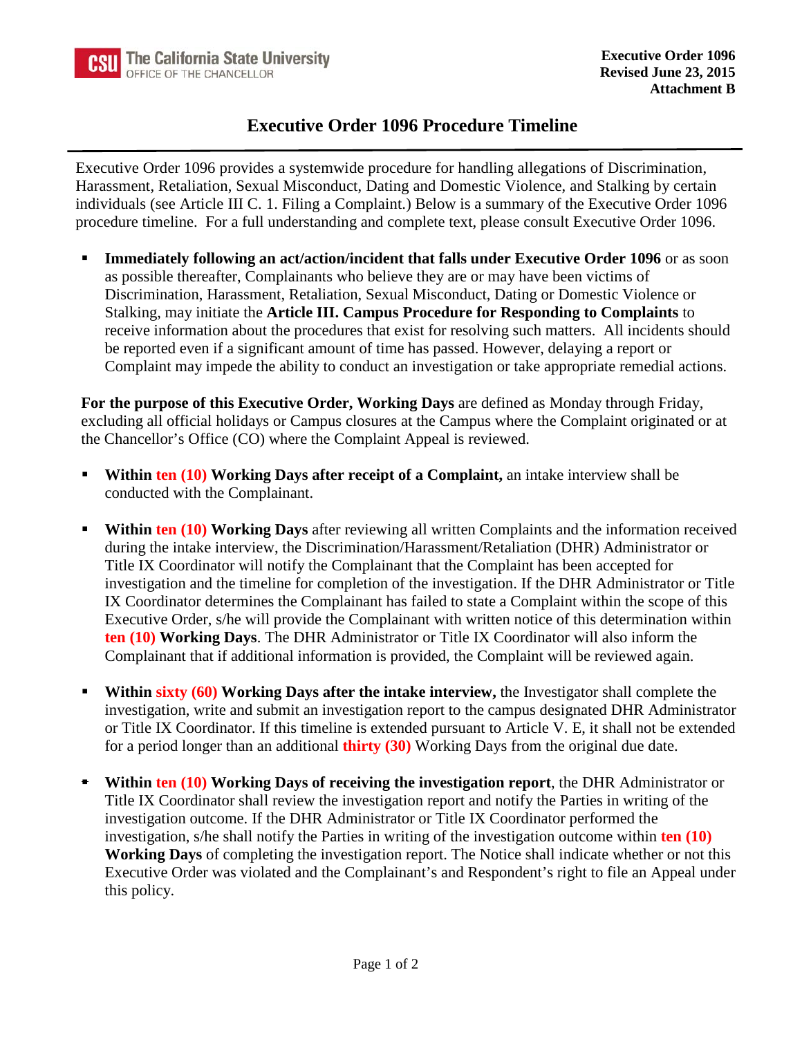The California State University
OFFICE OF THE CHANCELLOR

**Executive Order 1096**
**Revised June 23, 2015**
**Attachment B**

# Executive Order 1096 Procedure Timeline

Executive Order 1096 provides a systemwide procedure for handling allegations of Discrimination, Harassment, Retaliation, Sexual Misconduct, Dating and Domestic Violence, and Stalking by certain individuals (see Article III C. 1. Filing a Complaint.) Below is a summary of the Executive Order 1096 procedure timeline. For a full understanding and complete text, please consult Executive Order 1096.

- **Immediately following an act/action/incident that falls under Executive Order 1096** or as soon as possible thereafter, Complainants who believe they are or may have been victims of Discrimination, Harassment, Retaliation, Sexual Misconduct, Dating or Domestic Violence or Stalking, may initiate the **Article III. Campus Procedure for Responding to Complaints** to receive information about the procedures that exist for resolving such matters. All incidents should be reported even if a significant amount of time has passed. However, delaying a report or Complaint may impede the ability to conduct an investigation or take appropriate remedial actions.

**For the purpose of this Executive Order, Working Days** are defined as Monday through Friday, excluding all official holidays or Campus closures at the Campus where the Complaint originated or at the Chancellor's Office (CO) where the Complaint Appeal is reviewed.

- **Within ten (10) Working Days after receipt of a Complaint,** an intake interview shall be conducted with the Complainant.

- **Within ten (10) Working Days** after reviewing all written Complaints and the information received during the intake interview, the Discrimination/Harassment/Retaliation (DHR) Administrator or Title IX Coordinator will notify the Complainant that the Complaint has been accepted for investigation and the timeline for completion of the investigation. If the DHR Administrator or Title IX Coordinator determines the Complainant has failed to state a Complaint within the scope of this Executive Order, s/he will provide the Complainant with written notice of this determination within **ten (10) Working Days**. The DHR Administrator or Title IX Coordinator will also inform the Complainant that if additional information is provided, the Complaint will be reviewed again.

- **Within sixty (60) Working Days after the intake interview,** the Investigator shall complete the investigation, write and submit an investigation report to the campus designated DHR Administrator or Title IX Coordinator. If this timeline is extended pursuant to Article V. E, it shall not be extended for a period longer than an additional **thirty (30)** Working Days from the original due date.

- **Within ten (10) Working Days of receiving the investigation report**, the DHR Administrator or Title IX Coordinator shall review the investigation report and notify the Parties in writing of the investigation outcome. If the DHR Administrator or Title IX Coordinator performed the investigation, s/he shall notify the Parties in writing of the investigation outcome within **ten (10) Working Days** of completing the investigation report. The Notice shall indicate whether or not this Executive Order was violated and the Complainant's and Respondent's right to file an Appeal under this policy.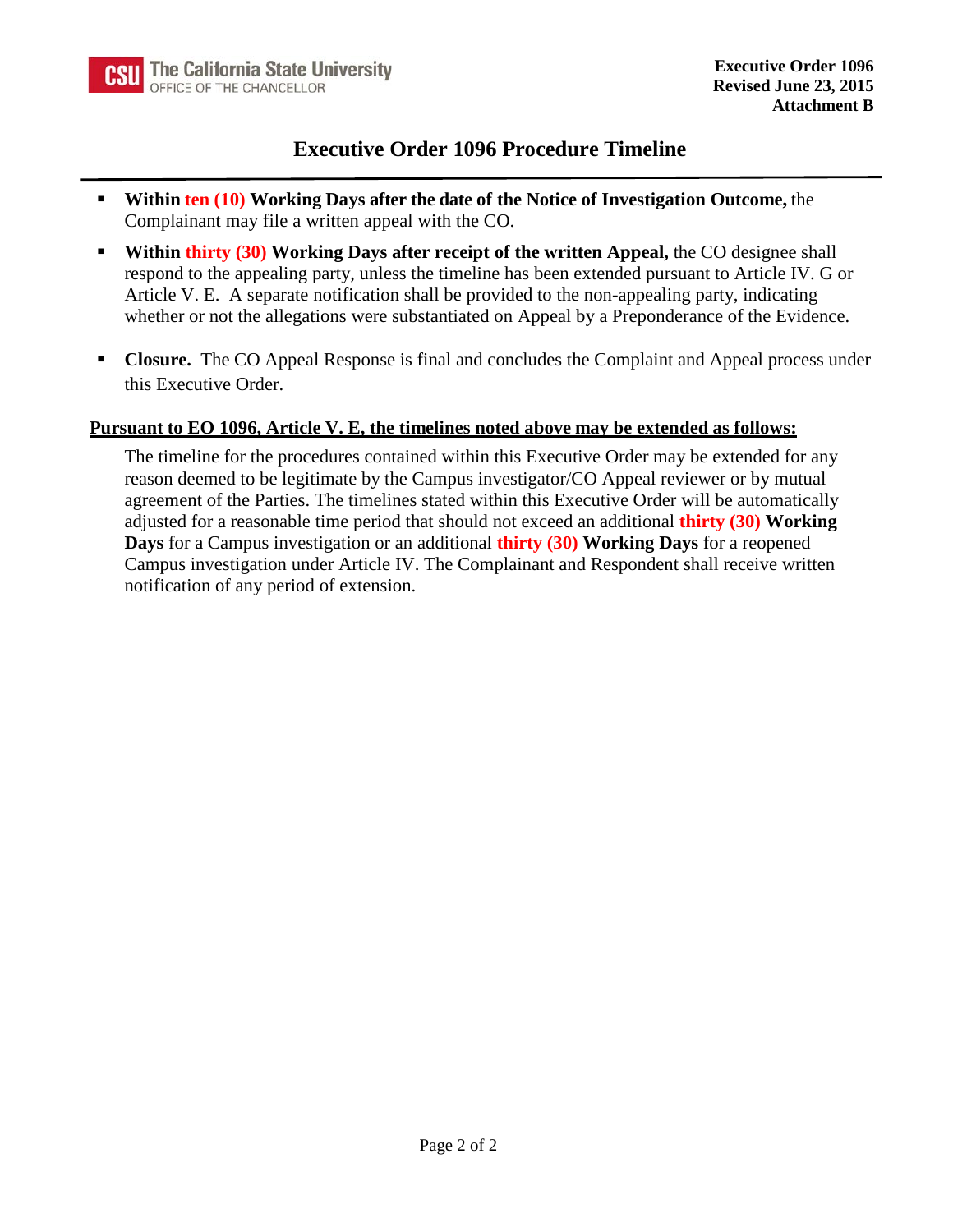# Executive Order 1096 Procedure Timeline

- **Within ten (10) Working Days after the date of the Notice of Investigation Outcome,** the Complainant may file a written appeal with the CO.
- **Within thirty (30) Working Days after receipt of the written Appeal,** the CO designee shall respond to the appealing party, unless the timeline has been extended pursuant to Article IV. G or Article V. E. A separate notification shall be provided to the non-appealing party, indicating whether or not the allegations were substantiated on Appeal by a Preponderance of the Evidence.
- **Closure.** The CO Appeal Response is final and concludes the Complaint and Appeal process under this Executive Order.

**Pursuant to EO 1096, Article V. E, the timelines noted above may be extended as follows:**

The timeline for the procedures contained within this Executive Order may be extended for any reason deemed to be legitimate by the Campus investigator/CO Appeal reviewer or by mutual agreement of the Parties. The timelines stated within this Executive Order will be automatically adjusted for a reasonable time period that should not exceed an additional **thirty (30) Working Days** for a Campus investigation or an additional **thirty (30) Working Days** for a reopened Campus investigation under Article IV. The Complainant and Respondent shall receive written notification of any period of extension.